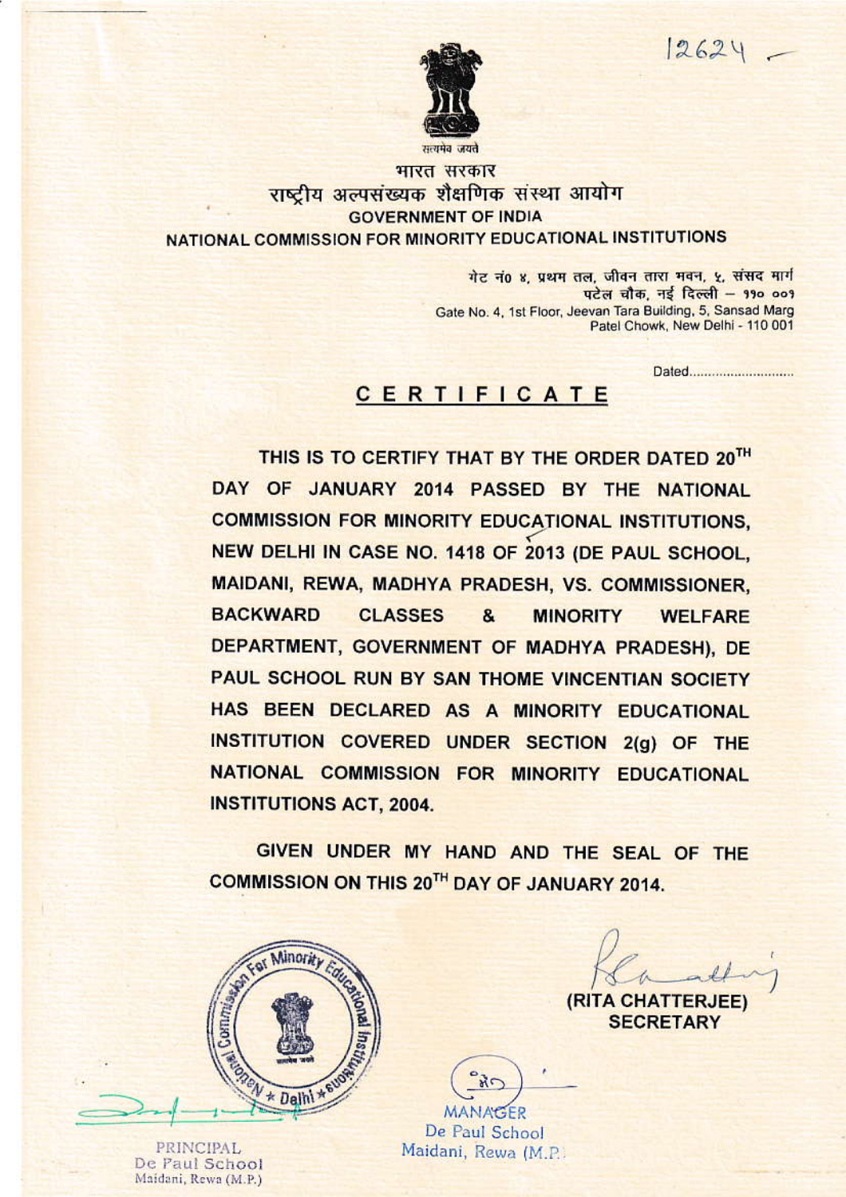12624 -

सत्यमेव जयते

भारत सरकार

राष्ट्रीय अल्पसंख्यक शैक्षणिक संस्था आयोग

GOVERNMENT OF INDIA

NATIONAL COMMISSION FOR MINORITY EDUCATIONAL INSTITUTIONS

गेट नं० ४, प्रथम तल, जीवन तारा भवन, ५, संसद मार्ग
पटेल चौक, नई दिल्ली – ११० ००१
Gate No. 4, 1st Floor, Jeevan Tara Building, 5, Sansad Marg
Patel Chowk, New Delhi - 110 001

Dated............................

# CERTIFICATE

THIS IS TO CERTIFY THAT BY THE ORDER DATED 20TH DAY OF JANUARY 2014 PASSED BY THE NATIONAL COMMISSION FOR MINORITY EDUCATIONAL INSTITUTIONS, NEW DELHI IN CASE NO. 1418 OF 2013 (DE PAUL SCHOOL, MAIDANI, REWA, MADHYA PRADESH, VS. COMMISSIONER, BACKWARD CLASSES & MINORITY WELFARE DEPARTMENT, GOVERNMENT OF MADHYA PRADESH), DE PAUL SCHOOL RUN BY SAN THOME VINCENTIAN SOCIETY HAS BEEN DECLARED AS A MINORITY EDUCATIONAL INSTITUTION COVERED UNDER SECTION 2(g) OF THE NATIONAL COMMISSION FOR MINORITY EDUCATIONAL INSTITUTIONS ACT, 2004.

GIVEN UNDER MY HAND AND THE SEAL OF THE COMMISSION ON THIS 20TH DAY OF JANUARY 2014.

(RITA CHATTERJEE)
SECRETARY

National Commission For Minority Educational Institutions * Delhi *

PRINCIPAL
De Paul School
Maidani, Rewa (M.P.)

MANAGER
De Paul School
Maidani, Rewa (M.P.)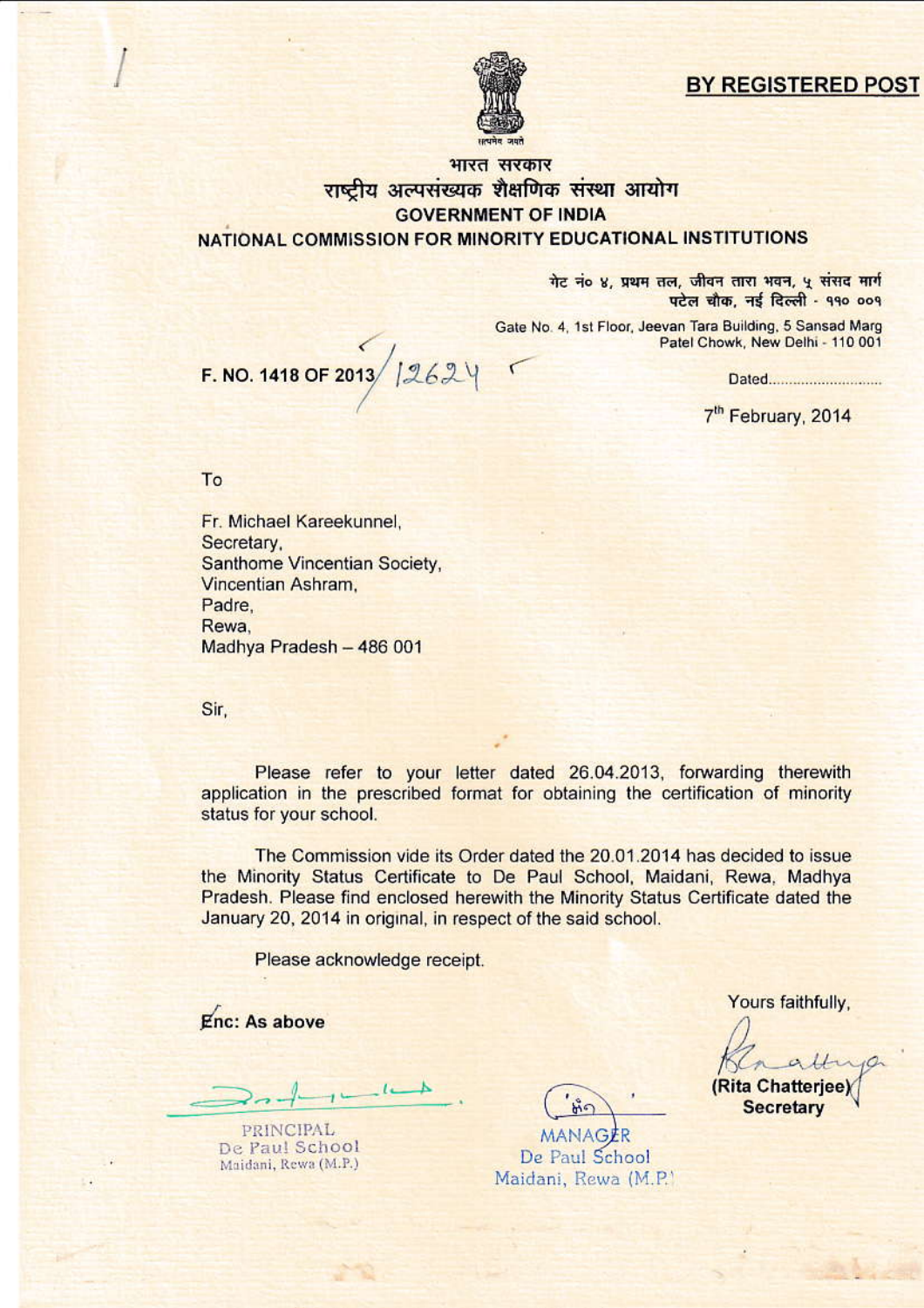**BY REGISTERED POST**

भारत सरकार
राष्ट्रीय अल्पसंख्यक शैक्षणिक संस्था आयोग
**GOVERNMENT OF INDIA**
**NATIONAL COMMISSION FOR MINORITY EDUCATIONAL INSTITUTIONS**

गेट नं० ४, प्रथम तल, जीवन तारा भवन, ५ संसद मार्ग
पटेल चौक, नई दिल्ली - ११० ००१

Gate No. 4, 1st Floor, Jeevan Tara Building, 5 Sansad Marg
Patel Chowk, New Delhi - 110 001

**F. NO. 1418 OF 2013**/ 12624

Dated............................

7th February, 2014

To

Fr. Michael Kareekunnel,
Secretary,
Santhome Vincentian Society,
Vincentian Ashram,
Padre,
Rewa,
Madhya Pradesh – 486 001

Sir,

Please refer to your letter dated 26.04.2013, forwarding therewith application in the prescribed format for obtaining the certification of minority status for your school.

The Commission vide its Order dated the 20.01.2014 has decided to issue the Minority Status Certificate to De Paul School, Maidani, Rewa, Madhya Pradesh. Please find enclosed herewith the Minority Status Certificate dated the January 20, 2014 in original, in respect of the said school.

Please acknowledge receipt.

**Enc: As above**

Yours faithfully,

**(Rita Chatterjee)**
**Secretary**

PRINCIPAL
De Paul School
Maidani, Rewa (M.P.)

MANAGER
De Paul School
Maidani, Rewa (M.P.)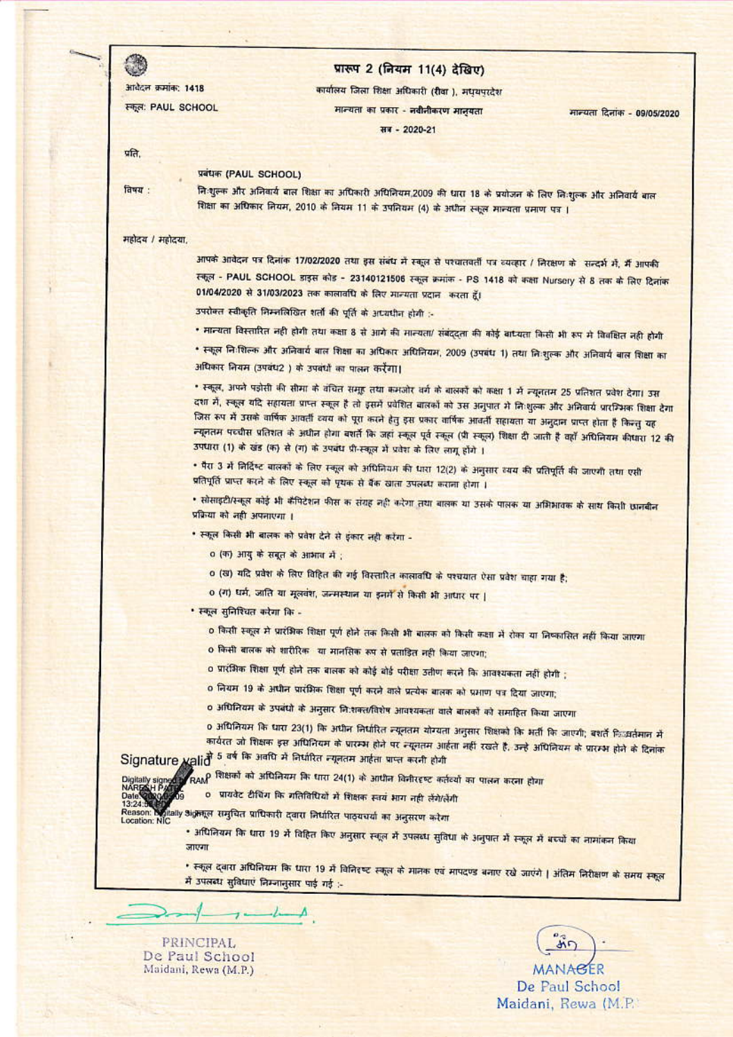आवेदन क्रमांक: 1418

स्कूल: PAUL SCHOOL

## प्रारूप 2 (नियम 11(4) देखिए)

कार्यालय जिला शिक्षा अधिकारी (रीवा ), मध्यप्रदेश

मान्यता का प्रकार - नवीनीकरण मान्यता

सत्र - 2020-21

मान्यता दिनांक - 09/05/2020

प्रति,

प्रबंधक (PAUL SCHOOL)

विषय : निःशुल्क और अनिवार्य बाल शिक्षा का अधिकारी अधिनियम,2009 की धारा 18 के प्रयोजन के लिए निःशुल्क और अनिवार्य बाल शिक्षा का अधिकार नियम, 2010 के नियम 11 के उपनियम (4) के अधीन स्कूल मान्यता प्रमाण पत्र ।

महोदय / महोदया,

आपके आवेदन पत्र दिनांक 17/02/2020 तथा इस संबंध में स्कूल से पश्चातवर्ती पत्र व्यवहार / निरक्षण के सन्दर्भ में, मैं आपकी स्कूल - PAUL SCHOOL डाइस कोड - 23140121506 स्कूल क्रमांक - PS 1418 को कक्षा Nursery से 8 तक के लिए दिनांक 01/04/2020 से 31/03/2023 तक कालावधि के लिए मान्यता प्रदान करता हूँ।

उपरोक्त स्वीकृति निम्नलिखित शर्तों की पूर्ति के अध्यधीन होगी :-

- मान्यता विस्तारित नही होगी तथा कक्षा 8 से आगे की मान्यता/ संबंद्धता की कोई बाध्यता किसी भी रूप मे विवक्षित नही होगी
- स्कूल निःशिल्क और अनिवार्य बाल शिक्षा का अधिकार अधिनियम, 2009 (उपबंध 1) तथा निःशुल्क और अनिवार्य बाल शिक्षा का अधिकार नियम (उपबंध2 ) के उपबंधों का पालन करेगा।
- स्कूल, अपने पड़ोसी की सीमा के वंचित समूह तथा कमजोर वर्ग के बालकों को कक्षा 1 में न्यूनतम 25 प्रतिशत प्रवेश देगा। उस दशा में, स्कूल यदि सहायता प्राप्त स्कूल है तो इसमें प्रवेशित बालकों को उस अनुपात मे निःशुल्क और अनिवार्य प्रारम्भिक शिक्षा देगा जिस रूप में उसके वार्षिक आवर्ती व्यय को पूरा करने हेतु इस प्रकार वार्षिक आवर्ती सहायता या अनुदान प्राप्त होता है किन्तु यह न्यूनतम पच्चीस प्रतिशत के अधीन होगा बशर्ते कि जहां स्कूल पूर्व स्कूल (प्री स्कूल) शिक्षा दी जाती है वहाँ अधिनियम कीधारा 12 की उपधारा (1) के खंड (क) से (ग) के उपबंध प्री-स्कूल में प्रवेश के लिए लागू होंगे ।
- पैरा 3 में निर्दिष्ट बालकों के लिए स्कूल को अधिनियम की धारा 12(2) के अनुसार व्यय की प्रतिपूर्ति की जाएगी तथा एसी प्रतिपूर्ति प्राप्त करने के लिए स्कूल को पृथक से बैंक खाता उपलब्ध कराना होगा ।
- सोसाइटी/स्कूल कोई भी कैपिटेशन फीस क संग्रह नही करेगा तथा बालक या उसके पालक या अभिभावक के साथ किसी छानबीन प्रक्रिया को नही अपनाएगा ।
- स्कूल किसी भी बालक को प्रवेश देने से इंकार नही करेगा -
  - (क) आयु के सबूत के आभाव में ;
  - (ख) यदि प्रवेश के लिए विहित की गई विस्तारित कालावधि के पश्चयात ऐसा प्रवेश चाहा गया है;
  - (ग) धर्म, जाति या मूलवंश, जन्मस्थान या इनमें से किसी भी आधार पर ।
- स्कूल सुनिश्चित करेगा कि -
  - किसी स्कूल मे प्रारंभिक शिक्षा पूर्ण होने तक किसी भी बालक को किसी कक्षा मे रोका या निष्कासित नहीं किया जाएगा
  - किसी बालक को शारीरिक या मानसिक रूप से प्रताड़ित नही किया जाएगा;
  - प्रारंभिक शिक्षा पूर्ण होने तक बालक को कोई बोर्ड परीक्षा उत्तीण करने कि आवश्यकता नहीं होगी ;
  - नियम 19 के अधीन प्रारंभिक शिक्षा पूर्ण करने वाले प्रत्येक बालक को प्रमाण पत्र दिया जाएगा;
  - अधिनियम के उपबंधो के अनुसार निःशक्त/विशेष आवश्यकता वाले बालकों को समाहित किया जाएगा
  - अधिनियम कि धारा 23(1) कि अधीन निर्धारित न्यूनतम योग्यता अनुसार शिक्षको कि भर्ती कि जाएगी; बशर्ते कि वर्तमान में कार्यरत जो शिक्षक इस अधिनियम के प्रारम्भ होने पर न्यूनतम अर्हता नहीं रखते है, उन्हे अधिनियम के प्रारम्भ होने के दिनांक से 5 वर्ष कि अवधि में निर्धारित न्यूनतम अर्हता प्राप्त करनी होगी
  - शिक्षकों को अधिनियम कि धारा 24(1) के आधीन विनीरदृष्ट कर्तव्यों का पालन करना होगा
  - प्रायवेट टीचिंग कि गतिविधियों में शिक्षक स्वयं भाग नही लेंगे/लेंगी
- स्कूल समुचित प्राधिकारी द्वारा निर्धारित पाठ्यचर्या का अनुसरण करेगा
- अधिनियम कि धारा 19 में विहित किए अनुसार स्कूल में उपलब्ध सुविधा के अनुपात में स्कूल में बच्चों का नामांकन किया जाएगा
- स्कूल द्वारा अधिनियम कि धारा 19 में विनिदृष्ट स्कूल के मानक एवं मापदण्ड बनाए रखे जाएंगे । अंतिम निरीक्षण के समय स्कूल में उपलब्ध सुविधाएं निम्नानुसार पाई गई :-

Signature valid

Digitally signed by NARESH PATEL RAM
Date: 2020.05.09 13:24:
Reason: Digitally Signed
Location: NIC

PRINCIPAL
De Paul School
Maidani, Rewa (M.P.)

MANAGER
De Paul School
Maidani, Rewa (M.P.)